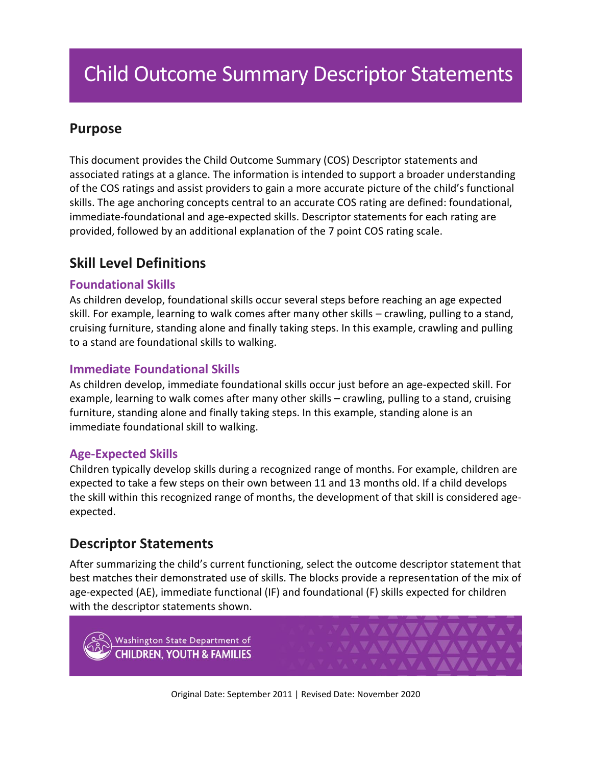# Child Outcome Summary Descriptor Statements

## Purpose

This document provides the Child Outcome Summary (COS) Descriptor statements and associated ratings at a glance. The information is intended to support a broader understanding of the COS ratings and assist providers to gain a more accurate picture of the child's functional skills. The age anchoring concepts central to an accurate COS rating are defined: foundational, immediate-foundational and age-expected skills. Descriptor statements for each rating are provided, followed by an additional explanation of the 7 point COS rating scale.

## Skill Level Definitions

### Foundational Skills

As children develop, foundational skills occur several steps before reaching an age expected skill. For example, learning to walk comes after many other skills – crawling, pulling to a stand, cruising furniture, standing alone and finally taking steps. In this example, crawling and pulling to a stand are foundational skills to walking.

### Immediate Foundational Skills

As children develop, immediate foundational skills occur just before an age-expected skill. For example, learning to walk comes after many other skills – crawling, pulling to a stand, cruising furniture, standing alone and finally taking steps. In this example, standing alone is an immediate foundational skill to walking.

### Age-Expected Skills

Children typically develop skills during a recognized range of months. For example, children are expected to take a few steps on their own between 11 and 13 months old. If a child develops the skill within this recognized range of months, the development of that skill is considered age-expected.

## Descriptor Statements

After summarizing the child's current functioning, select the outcome descriptor statement that best matches their demonstrated use of skills. The blocks provide a representation of the mix of age-expected (AE), immediate functional (IF) and foundational (F) skills expected for children with the descriptor statements shown.

Washington State Department of CHILDREN, YOUTH & FAMILIES

Original Date: September 2011 | Revised Date: November 2020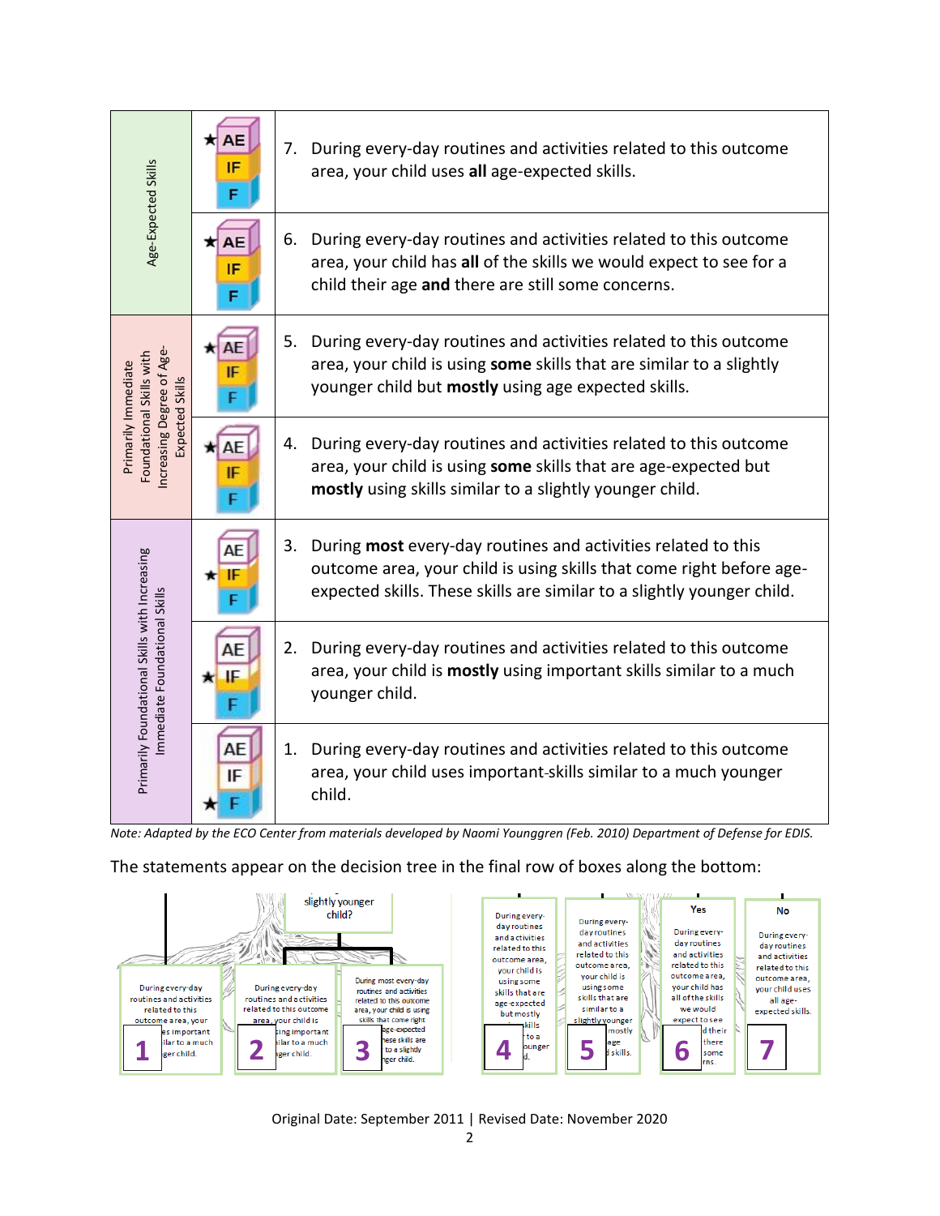| Category | Level | Statement |
| --- | --- | --- |
| Age-Expected Skills | ★ AE / IF / F | 7. During every-day routines and activities related to this outcome area, your child uses **all** age-expected skills. |
| | ★ AE / IF / F | 6. During every-day routines and activities related to this outcome area, your child has **all** of the skills we would expect to see for a child their age **and** there are still some concerns. |
| Primarily Immediate Foundational Skills with Increasing Degree of Age-Expected Skills | ★ AE / IF / F | 5. During every-day routines and activities related to this outcome area, your child is using **some** skills that are similar to a slightly younger child but **mostly** using age expected skills. |
| | ★ AE / IF / F | 4. During every-day routines and activities related to this outcome area, your child is using **some** skills that are age-expected but **mostly** using skills similar to a slightly younger child. |
| Primarily Foundational Skills with Increasing Immediate Foundational Skills | AE / ★ IF / F | 3. During **most** every-day routines and activities related to this outcome area, your child is using skills that come right before age-expected skills. These skills are similar to a slightly younger child. |
| | AE / ★ IF / F | 2. During every-day routines and activities related to this outcome area, your child is **mostly** using important skills similar to a much younger child. |
| | AE / IF / ★ F | 1. During every-day routines and activities related to this outcome area, your child uses important-skills similar to a much younger child. |

*Note: Adapted by the ECO Center from materials developed by Naomi Younggren (Feb. 2010) Department of Defense for EDIS.*

The statements appear on the decision tree in the final row of boxes along the bottom:

Original Date: September 2011 | Revised Date: November 2020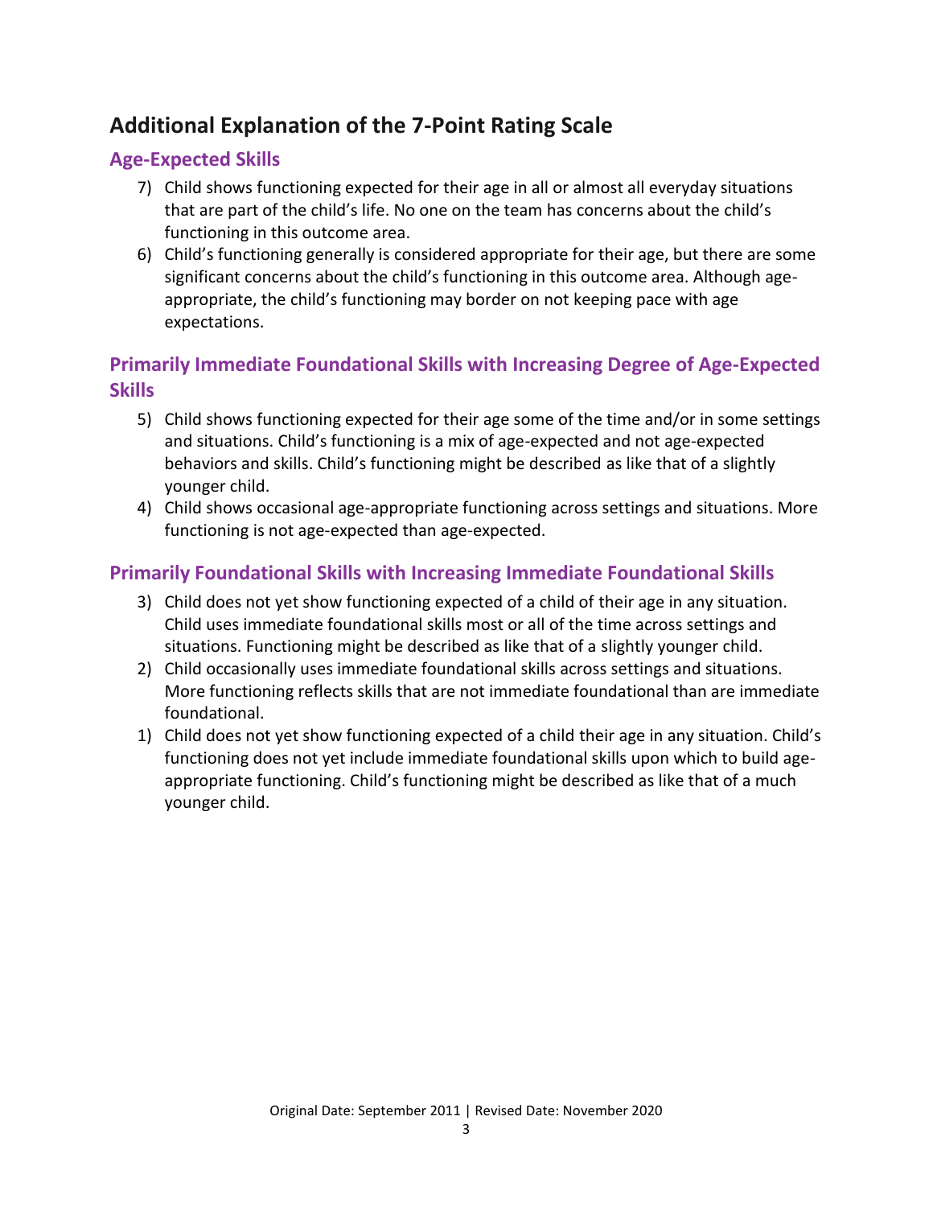## Additional Explanation of the 7-Point Rating Scale

### Age-Expected Skills

7) Child shows functioning expected for their age in all or almost all everyday situations that are part of the child's life. No one on the team has concerns about the child's functioning in this outcome area.
6) Child's functioning generally is considered appropriate for their age, but there are some significant concerns about the child's functioning in this outcome area. Although age-appropriate, the child's functioning may border on not keeping pace with age expectations.

### Primarily Immediate Foundational Skills with Increasing Degree of Age-Expected Skills

5) Child shows functioning expected for their age some of the time and/or in some settings and situations. Child's functioning is a mix of age-expected and not age-expected behaviors and skills. Child's functioning might be described as like that of a slightly younger child.
4) Child shows occasional age-appropriate functioning across settings and situations. More functioning is not age-expected than age-expected.

### Primarily Foundational Skills with Increasing Immediate Foundational Skills

3) Child does not yet show functioning expected of a child of their age in any situation. Child uses immediate foundational skills most or all of the time across settings and situations. Functioning might be described as like that of a slightly younger child.
2) Child occasionally uses immediate foundational skills across settings and situations. More functioning reflects skills that are not immediate foundational than are immediate foundational.
1) Child does not yet show functioning expected of a child their age in any situation. Child's functioning does not yet include immediate foundational skills upon which to build age-appropriate functioning. Child's functioning might be described as like that of a much younger child.

Original Date: September 2011 | Revised Date: November 2020